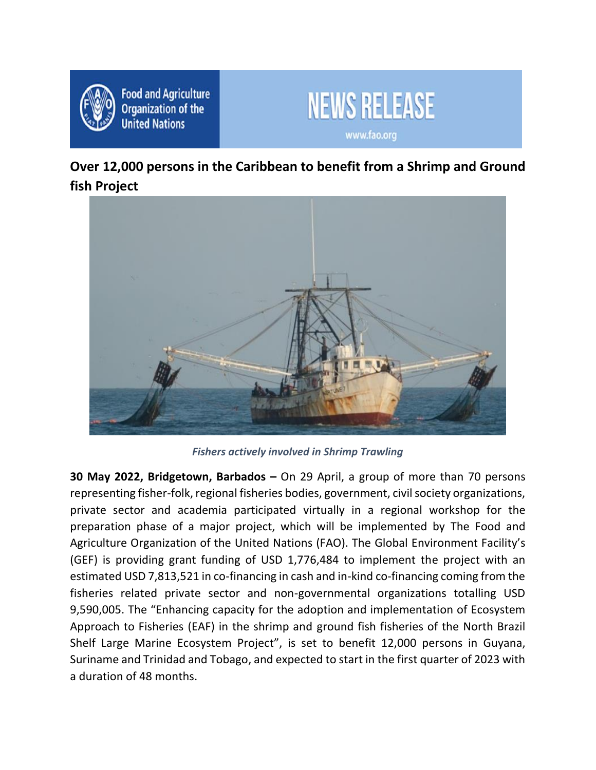Food and Agriculture Organization of the United Nations

NEWS RELEASE

www.fao.org

# Over 12,000 persons in the Caribbean to benefit from a Shrimp and Ground fish Project

*Fishers actively involved in Shrimp Trawling*

**30 May 2022, Bridgetown, Barbados –** On 29 April, a group of more than 70 persons representing fisher-folk, regional fisheries bodies, government, civil society organizations, private sector and academia participated virtually in a regional workshop for the preparation phase of a major project, which will be implemented by The Food and Agriculture Organization of the United Nations (FAO). The Global Environment Facility's (GEF) is providing grant funding of USD 1,776,484 to implement the project with an estimated USD 7,813,521 in co-financing in cash and in-kind co-financing coming from the fisheries related private sector and non-governmental organizations totalling USD 9,590,005. The "Enhancing capacity for the adoption and implementation of Ecosystem Approach to Fisheries (EAF) in the shrimp and ground fish fisheries of the North Brazil Shelf Large Marine Ecosystem Project", is set to benefit 12,000 persons in Guyana, Suriname and Trinidad and Tobago, and expected to start in the first quarter of 2023 with a duration of 48 months.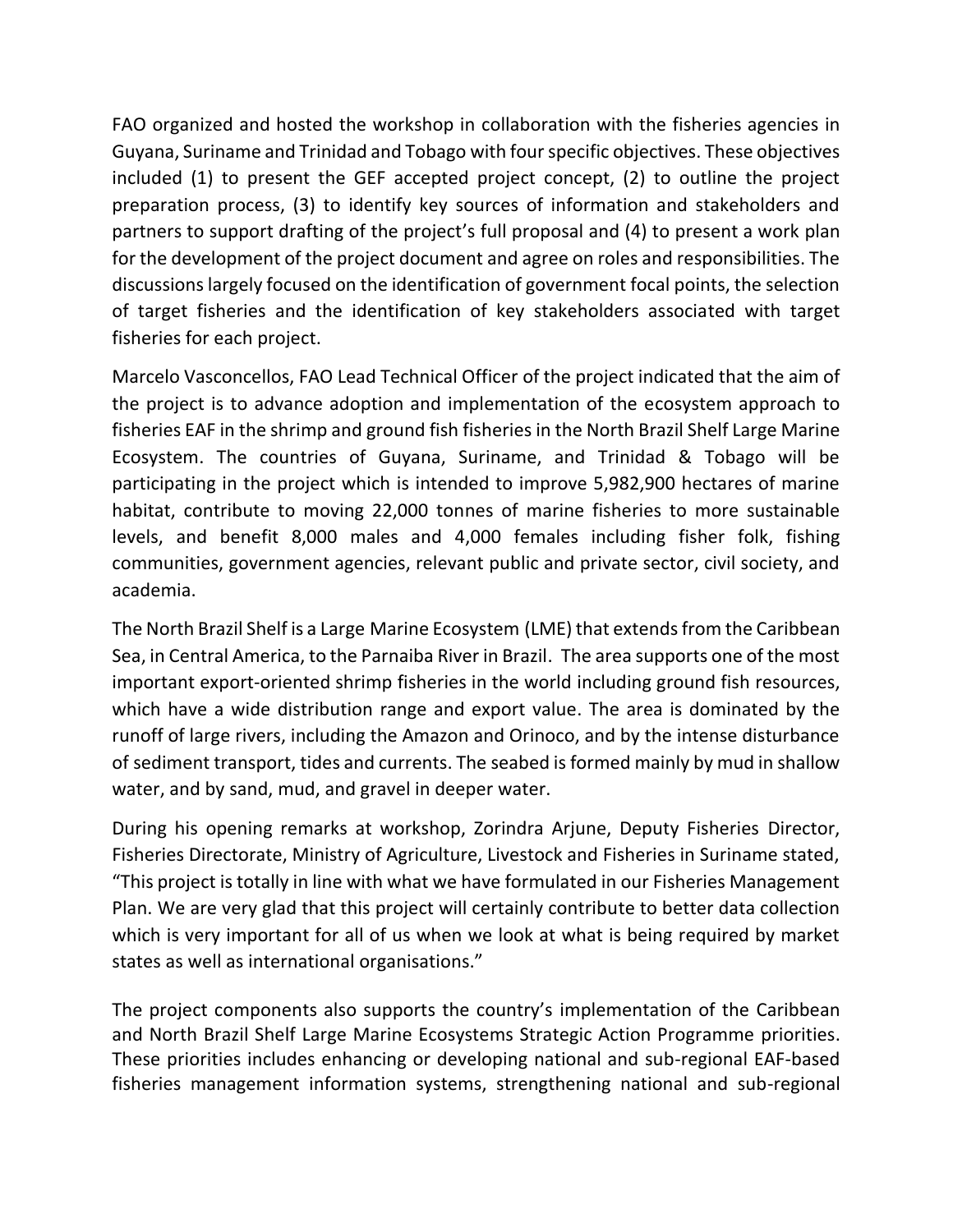FAO organized and hosted the workshop in collaboration with the fisheries agencies in Guyana, Suriname and Trinidad and Tobago with four specific objectives. These objectives included (1) to present the GEF accepted project concept, (2) to outline the project preparation process, (3) to identify key sources of information and stakeholders and partners to support drafting of the project's full proposal and (4) to present a work plan for the development of the project document and agree on roles and responsibilities. The discussions largely focused on the identification of government focal points, the selection of target fisheries and the identification of key stakeholders associated with target fisheries for each project.

Marcelo Vasconcellos, FAO Lead Technical Officer of the project indicated that the aim of the project is to advance adoption and implementation of the ecosystem approach to fisheries EAF in the shrimp and ground fish fisheries in the North Brazil Shelf Large Marine Ecosystem. The countries of Guyana, Suriname, and Trinidad & Tobago will be participating in the project which is intended to improve 5,982,900 hectares of marine habitat, contribute to moving 22,000 tonnes of marine fisheries to more sustainable levels, and benefit 8,000 males and 4,000 females including fisher folk, fishing communities, government agencies, relevant public and private sector, civil society, and academia.

The North Brazil Shelf is a Large Marine Ecosystem (LME) that extends from the Caribbean Sea, in Central America, to the Parnaiba River in Brazil. The area supports one of the most important export-oriented shrimp fisheries in the world including ground fish resources, which have a wide distribution range and export value. The area is dominated by the runoff of large rivers, including the Amazon and Orinoco, and by the intense disturbance of sediment transport, tides and currents. The seabed is formed mainly by mud in shallow water, and by sand, mud, and gravel in deeper water.

During his opening remarks at workshop, Zorindra Arjune, Deputy Fisheries Director, Fisheries Directorate, Ministry of Agriculture, Livestock and Fisheries in Suriname stated, "This project is totally in line with what we have formulated in our Fisheries Management Plan. We are very glad that this project will certainly contribute to better data collection which is very important for all of us when we look at what is being required by market states as well as international organisations."

The project components also supports the country's implementation of the Caribbean and North Brazil Shelf Large Marine Ecosystems Strategic Action Programme priorities. These priorities includes enhancing or developing national and sub-regional EAF-based fisheries management information systems, strengthening national and sub-regional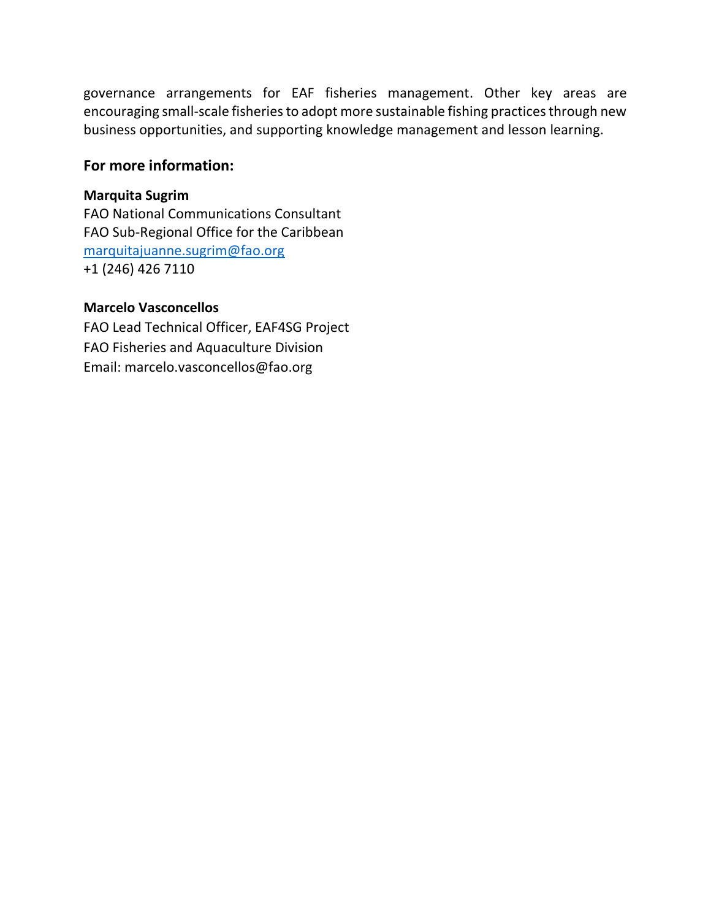governance arrangements for EAF fisheries management. Other key areas are encouraging small-scale fisheries to adopt more sustainable fishing practices through new business opportunities, and supporting knowledge management and lesson learning.

### For more information:

**Marquita Sugrim**
FAO National Communications Consultant
FAO Sub-Regional Office for the Caribbean
marquitajuanne.sugrim@fao.org
+1 (246) 426 7110

**Marcelo Vasconcellos**
FAO Lead Technical Officer, EAF4SG Project
FAO Fisheries and Aquaculture Division
Email: marcelo.vasconcellos@fao.org